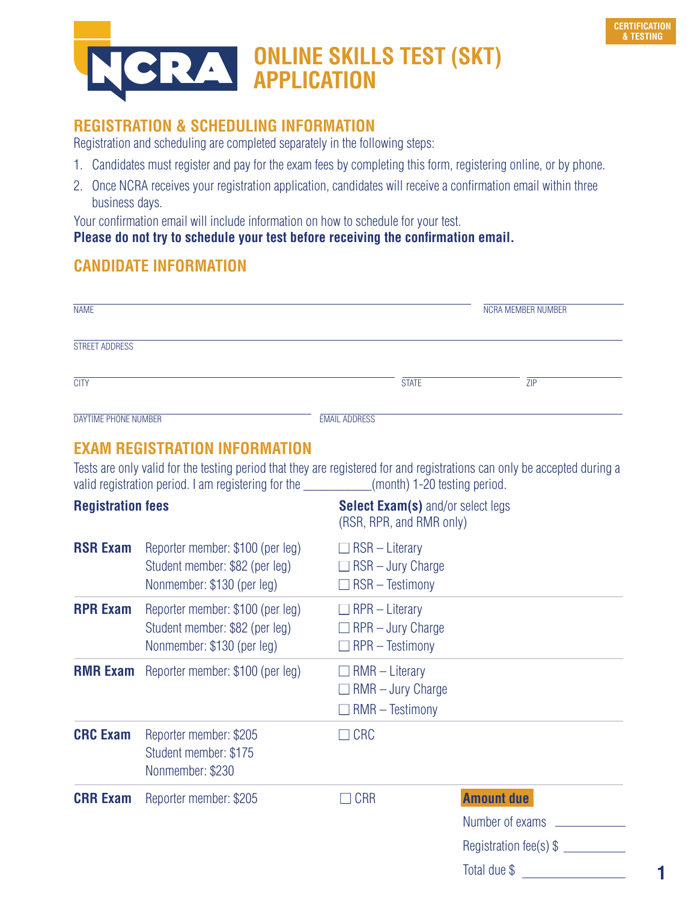CERTIFICATION & TESTING

# NCRA ONLINE SKILLS TEST (SKT) APPLICATION

## REGISTRATION & SCHEDULING INFORMATION

Registration and scheduling are completed separately in the following steps:

1. Candidates must register and pay for the exam fees by completing this form, registering online, or by phone.
2. Once NCRA receives your registration application, candidates will receive a confirmation email within three business days.

Your confirmation email will include information on how to schedule for your test.
**Please do not try to schedule your test before receiving the confirmation email.**

## CANDIDATE INFORMATION

NAME ____________________ NCRA MEMBER NUMBER ____________________

STREET ADDRESS ____________________

CITY ____________________ STATE __________ ZIP __________

DAYTIME PHONE NUMBER ____________________ EMAIL ADDRESS ____________________

## EXAM REGISTRATION INFORMATION

Tests are only valid for the testing period that they are registered for and registrations can only be accepted during a valid registration period. I am registering for the ___________(month) 1-20 testing period.

| **Registration fees** | | **Select Exam(s)** and/or select legs (RSR, RPR, and RMR only) |
|---|---|---|
| **RSR Exam** | Reporter member: $100 (per leg)<br>Student member: $82 (per leg)<br>Nonmember: $130 (per leg) | ☐ RSR – Literary<br>☐ RSR – Jury Charge<br>☐ RSR – Testimony |
| **RPR Exam** | Reporter member: $100 (per leg)<br>Student member: $82 (per leg)<br>Nonmember: $130 (per leg) | ☐ RPR – Literary<br>☐ RPR – Jury Charge<br>☐ RPR – Testimony |
| **RMR Exam** | Reporter member: $100 (per leg) | ☐ RMR – Literary<br>☐ RMR – Jury Charge<br>☐ RMR – Testimony |
| **CRC Exam** | Reporter member: $205<br>Student member: $175<br>Nonmember: $230 | ☐ CRC |
| **CRR Exam** | Reporter member: $205 | ☐ CRR |

**Amount due**

Number of exams __________

Registration fee(s) $ __________

Total due $ __________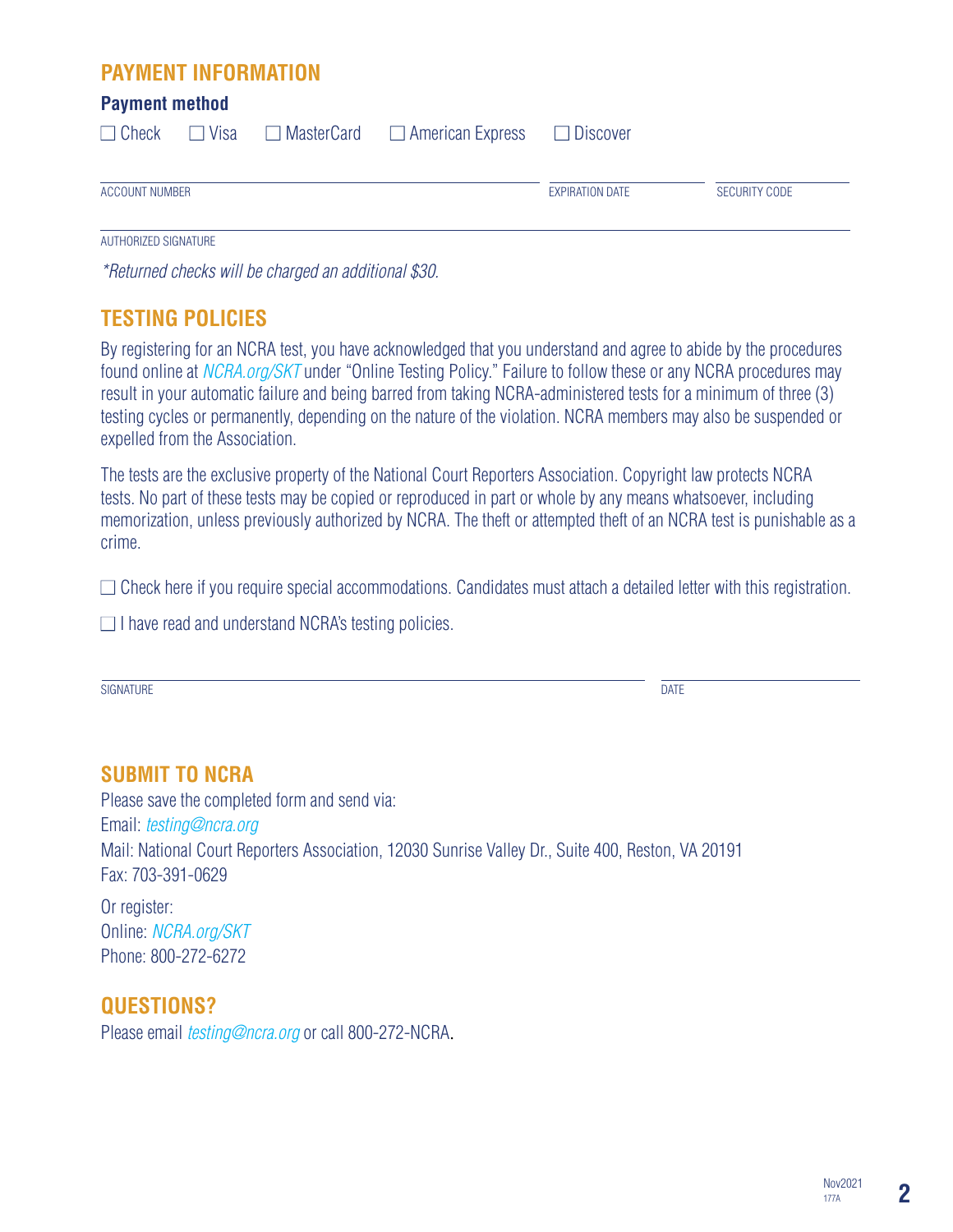## PAYMENT INFORMATION

### Payment method

☐ Check ☐ Visa ☐ MasterCard ☐ American Express ☐ Discover

ACCOUNT NUMBER EXPIRATION DATE SECURITY CODE

AUTHORIZED SIGNATURE

*\*Returned checks will be charged an additional $30.*

## TESTING POLICIES

By registering for an NCRA test, you have acknowledged that you understand and agree to abide by the procedures found online at *NCRA.org/SKT* under "Online Testing Policy." Failure to follow these or any NCRA procedures may result in your automatic failure and being barred from taking NCRA-administered tests for a minimum of three (3) testing cycles or permanently, depending on the nature of the violation. NCRA members may also be suspended or expelled from the Association.

The tests are the exclusive property of the National Court Reporters Association. Copyright law protects NCRA tests. No part of these tests may be copied or reproduced in part or whole by any means whatsoever, including memorization, unless previously authorized by NCRA. The theft or attempted theft of an NCRA test is punishable as a crime.

☐ Check here if you require special accommodations. Candidates must attach a detailed letter with this registration.

☐ I have read and understand NCRA's testing policies.

SIGNATURE DATE

## SUBMIT TO NCRA

Please save the completed form and send via:
Email: *testing@ncra.org*
Mail: National Court Reporters Association, 12030 Sunrise Valley Dr., Suite 400, Reston, VA 20191
Fax: 703-391-0629

Or register:
Online: *NCRA.org/SKT*
Phone: 800-272-6272

## QUESTIONS?

Please email *testing@ncra.org* or call 800-272-NCRA.

Nov2021
177A